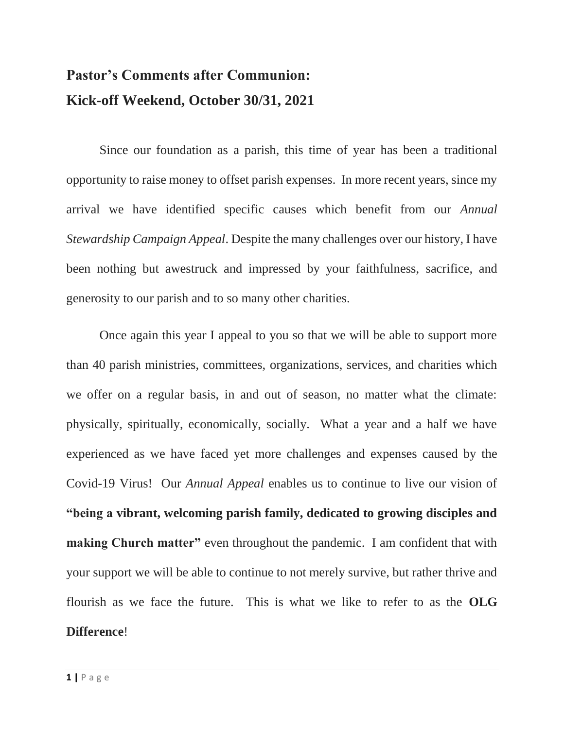# Pastor's Comments after Communion:
# Kick-off Weekend, October 30/31, 2021

Since our foundation as a parish, this time of year has been a traditional opportunity to raise money to offset parish expenses. In more recent years, since my arrival we have identified specific causes which benefit from our *Annual Stewardship Campaign Appeal*. Despite the many challenges over our history, I have been nothing but awestruck and impressed by your faithfulness, sacrifice, and generosity to our parish and to so many other charities.

Once again this year I appeal to you so that we will be able to support more than 40 parish ministries, committees, organizations, services, and charities which we offer on a regular basis, in and out of season, no matter what the climate: physically, spiritually, economically, socially. What a year and a half we have experienced as we have faced yet more challenges and expenses caused by the Covid-19 Virus! Our *Annual Appeal* enables us to continue to live our vision of **"being a vibrant, welcoming parish family, dedicated to growing disciples and making Church matter"** even throughout the pandemic. I am confident that with your support we will be able to continue to not merely survive, but rather thrive and flourish as we face the future. This is what we like to refer to as the **OLG Difference**!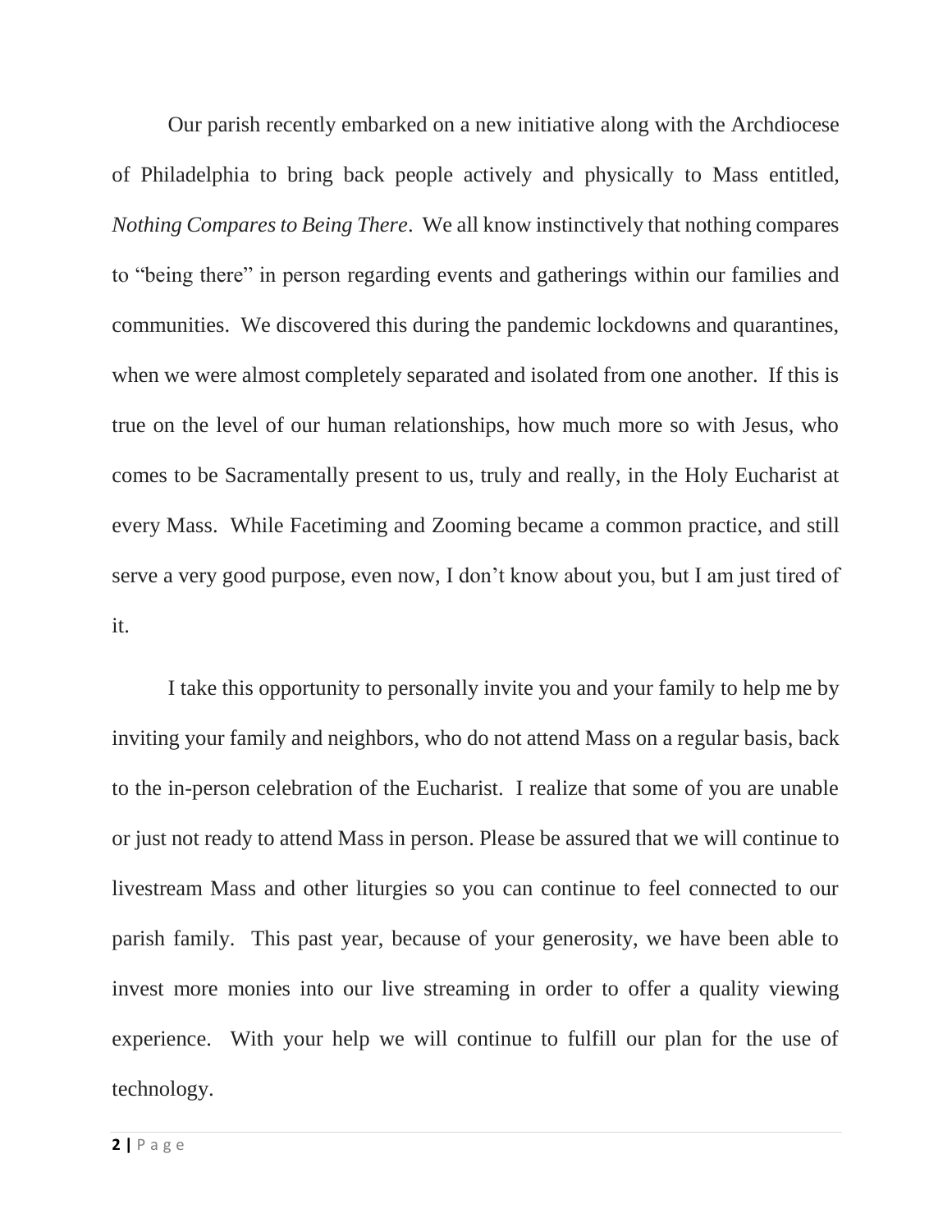Our parish recently embarked on a new initiative along with the Archdiocese of Philadelphia to bring back people actively and physically to Mass entitled, *Nothing Compares to Being There*. We all know instinctively that nothing compares to "being there" in person regarding events and gatherings within our families and communities. We discovered this during the pandemic lockdowns and quarantines, when we were almost completely separated and isolated from one another. If this is true on the level of our human relationships, how much more so with Jesus, who comes to be Sacramentally present to us, truly and really, in the Holy Eucharist at every Mass. While Facetiming and Zooming became a common practice, and still serve a very good purpose, even now, I don't know about you, but I am just tired of it.

I take this opportunity to personally invite you and your family to help me by inviting your family and neighbors, who do not attend Mass on a regular basis, back to the in-person celebration of the Eucharist. I realize that some of you are unable or just not ready to attend Mass in person. Please be assured that we will continue to livestream Mass and other liturgies so you can continue to feel connected to our parish family. This past year, because of your generosity, we have been able to invest more monies into our live streaming in order to offer a quality viewing experience. With your help we will continue to fulfill our plan for the use of technology.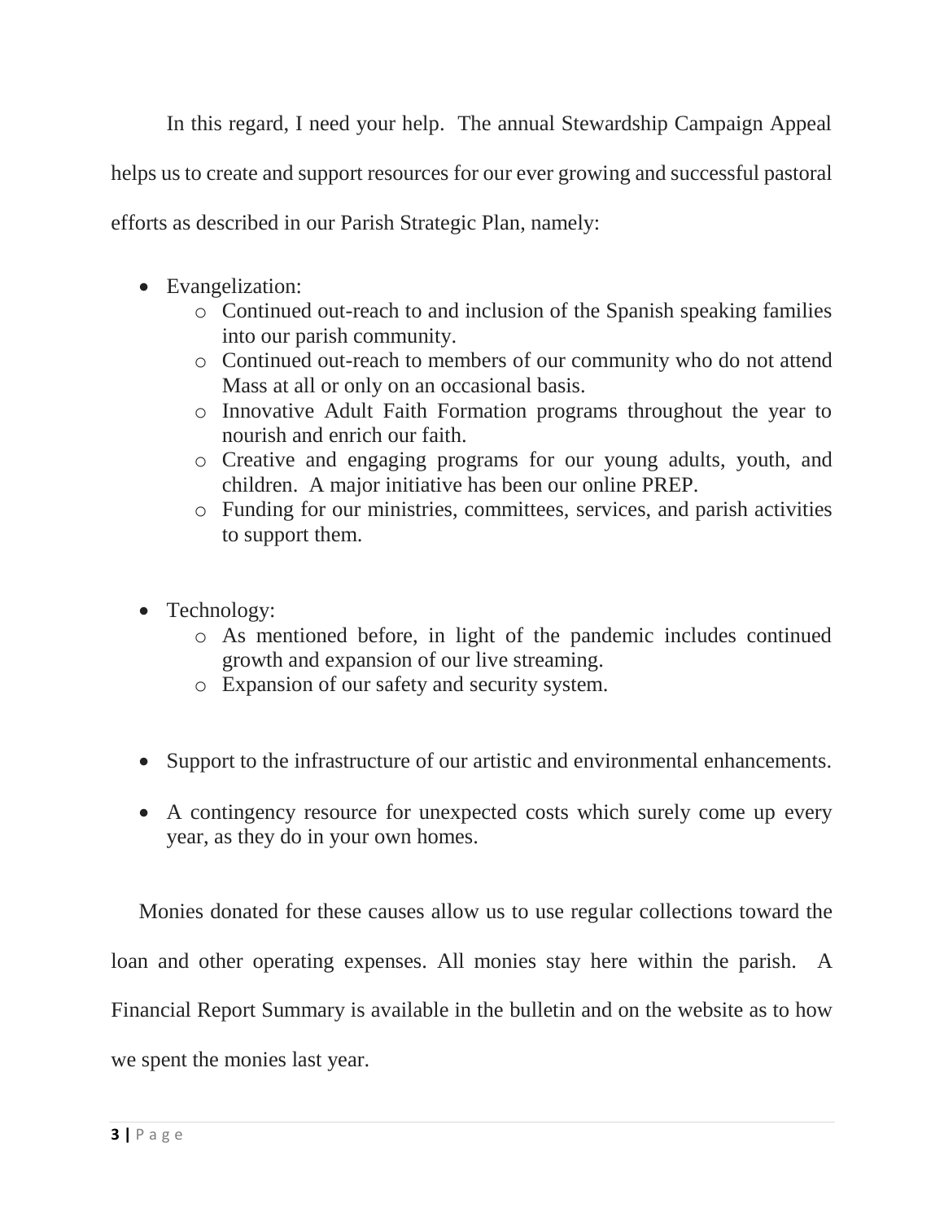In this regard, I need your help. The annual Stewardship Campaign Appeal helps us to create and support resources for our ever growing and successful pastoral efforts as described in our Parish Strategic Plan, namely:

- Evangelization:
    - Continued out-reach to and inclusion of the Spanish speaking families into our parish community.
    - Continued out-reach to members of our community who do not attend Mass at all or only on an occasional basis.
    - Innovative Adult Faith Formation programs throughout the year to nourish and enrich our faith.
    - Creative and engaging programs for our young adults, youth, and children. A major initiative has been our online PREP.
    - Funding for our ministries, committees, services, and parish activities to support them.

- Technology:
    - As mentioned before, in light of the pandemic includes continued growth and expansion of our live streaming.
    - Expansion of our safety and security system.

- Support to the infrastructure of our artistic and environmental enhancements.

- A contingency resource for unexpected costs which surely come up every year, as they do in your own homes.

Monies donated for these causes allow us to use regular collections toward the loan and other operating expenses. All monies stay here within the parish. A Financial Report Summary is available in the bulletin and on the website as to how we spent the monies last year.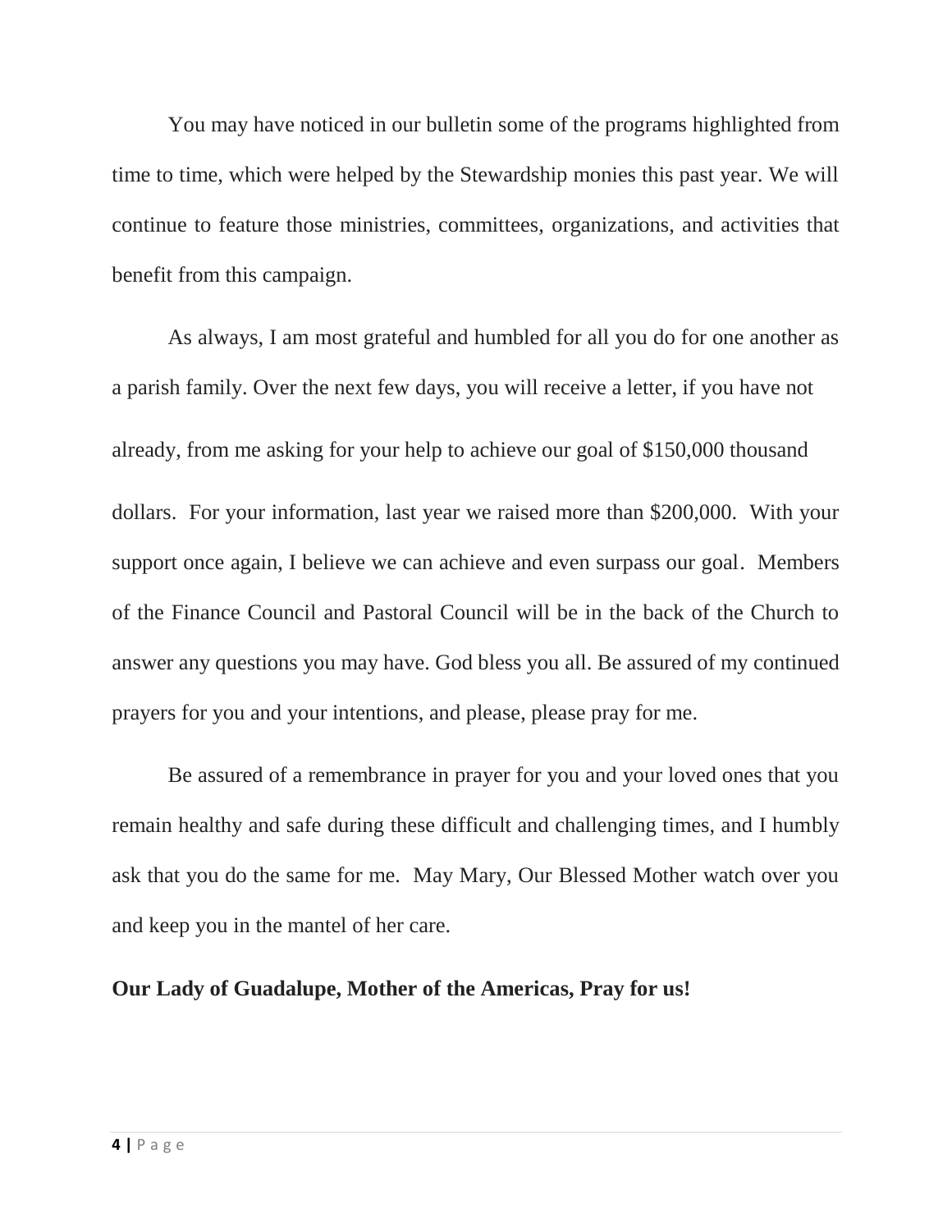You may have noticed in our bulletin some of the programs highlighted from time to time, which were helped by the Stewardship monies this past year. We will continue to feature those ministries, committees, organizations, and activities that benefit from this campaign.

As always, I am most grateful and humbled for all you do for one another as a parish family. Over the next few days, you will receive a letter, if you have not already, from me asking for your help to achieve our goal of $150,000 thousand dollars. For your information, last year we raised more than $200,000. With your support once again, I believe we can achieve and even surpass our goal. Members of the Finance Council and Pastoral Council will be in the back of the Church to answer any questions you may have. God bless you all. Be assured of my continued prayers for you and your intentions, and please, please pray for me.

Be assured of a remembrance in prayer for you and your loved ones that you remain healthy and safe during these difficult and challenging times, and I humbly ask that you do the same for me. May Mary, Our Blessed Mother watch over you and keep you in the mantel of her care.

**Our Lady of Guadalupe, Mother of the Americas, Pray for us!**